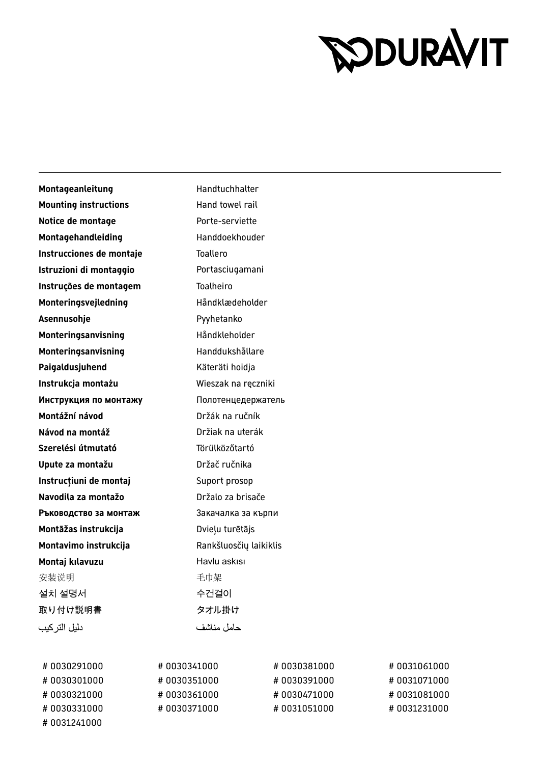DURAVIT

| | |
|---|---|
| **Montageanleitung** | Handtuchhalter |
| **Mounting instructions** | Hand towel rail |
| **Notice de montage** | Porte-serviette |
| **Montagehandleiding** | Handdoekhouder |
| **Instrucciones de montaje** | Toallero |
| **Istruzioni di montaggio** | Portasciugamani |
| **Instruções de montagem** | Toalheiro |
| **Monteringsvejledning** | Håndklædeholder |
| **Asennusohje** | Pyyhetanko |
| **Monteringsanvisning** | Håndkleholder |
| **Monteringsanvisning** | Handdukshållare |
| **Paigaldusjuhend** | Käteräti hoidja |
| **Instrukcja montażu** | Wieszak na ręczniki |
| **Инструкция по монтажу** | Полотенцедержатель |
| **Montážní návod** | Držák na ručník |
| **Návod na montáž** | Držiak na uterák |
| **Szerelési útmutató** | Törülközőtartó |
| **Upute za montažu** | Držač ručnika |
| **Instrucțiuni de montaj** | Suport prosop |
| **Navodila za montažo** | Držalo za brisače |
| **Ръководство за монтаж** | Закачалка за кърпи |
| **Montāžas instrukcija** | Dvieļu turētājs |
| **Montavimo instrukcija** | Rankšluosčių laikiklis |
| **Montaj kılavuzu** | Havlu askısı |
| 安装说明 | 毛巾架 |
| 설치 설명서 | 수건걸이 |
| 取り付け説明書 | タオル掛け |
| دليل التركيب | حامل مناشف |

# 0030291000
# 0030301000
# 0030321000
# 0030331000
# 0031241000
# 0030341000
# 0030351000
# 0030361000
# 0030371000
# 0030381000
# 0030391000
# 0030471000
# 0031051000
# 0031061000
# 0031071000
# 0031081000
# 0031231000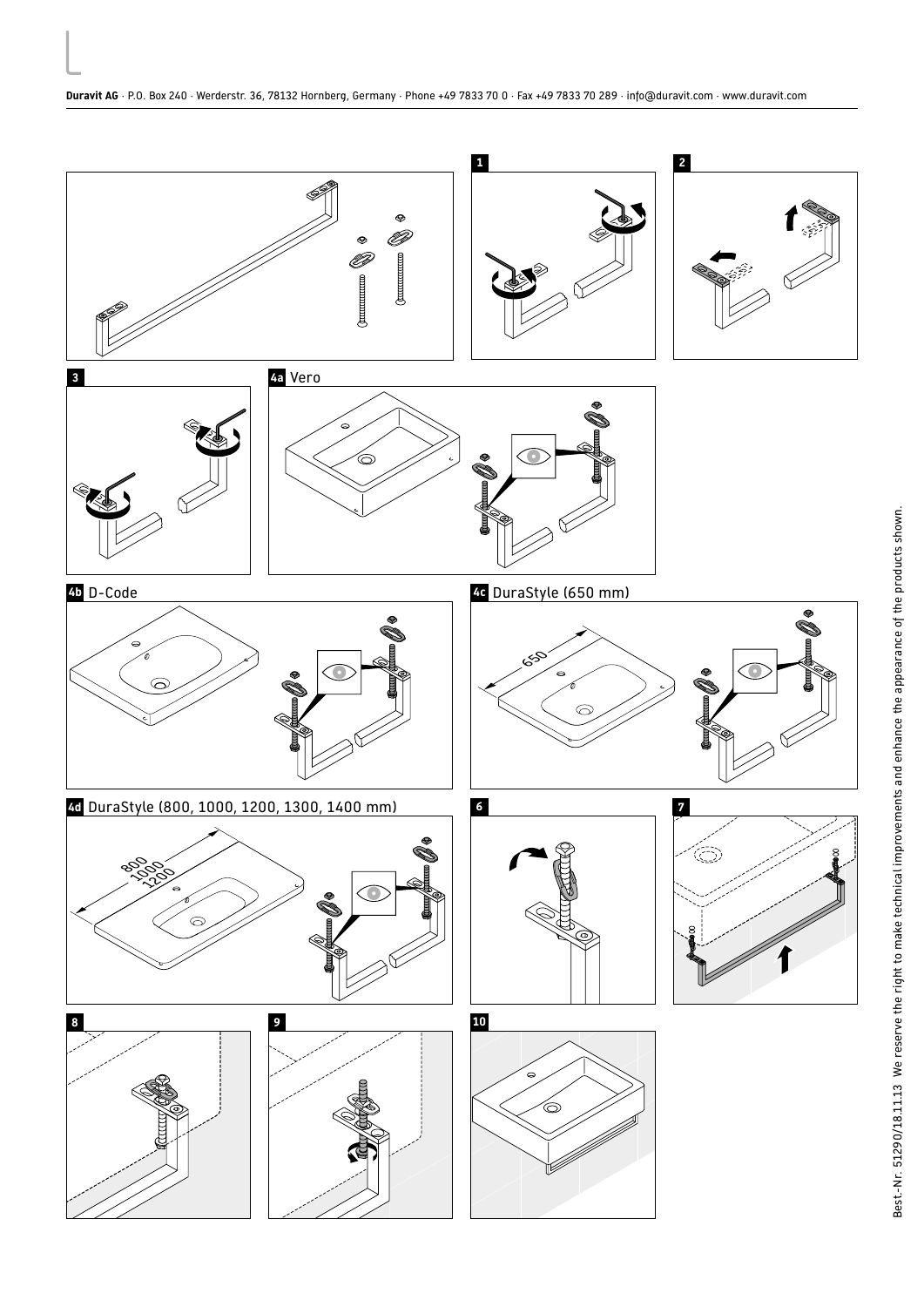**Duravit AG** · P.O. Box 240 · Werderstr. 36, 78132 Hornberg, Germany · Phone +49 7833 70 0 · Fax +49 7833 70 289 · info@duravit.com · www.duravit.com

1

2

3

4a Vero

4b D-Code

4c DuraStyle (650 mm)

650

4d DuraStyle (800, 1000, 1200, 1300, 1400 mm)

800
1000
1200

6

7

8

9

10

Best.-Nr. 51290/18.11.13 We reserve the right to make technical improvements and enhance the appearance of the products shown.